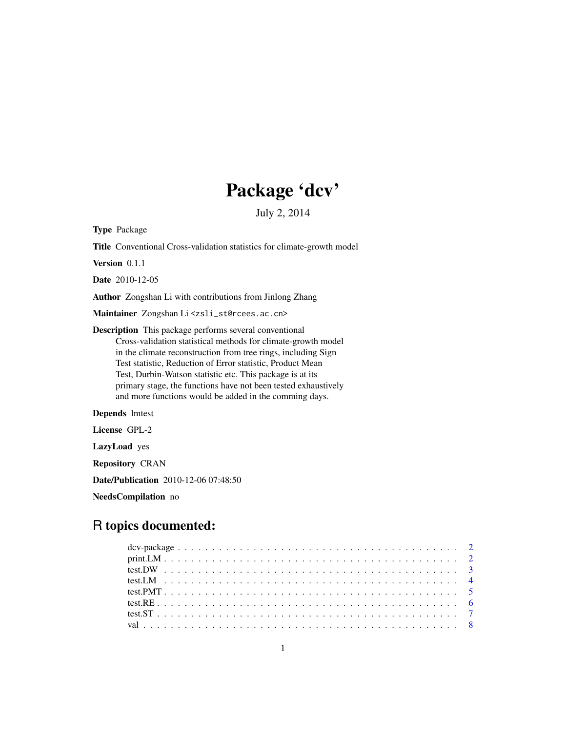# Package 'dcv'

July 2, 2014

**Type** Package

**Title** Conventional Cross-validation statistics for climate-growth model

**Version** 0.1.1

**Date** 2010-12-05

**Author** Zongshan Li with contributions from Jinlong Zhang

**Maintainer** Zongshan Li <zsli_st@rcees.ac.cn>

**Description** This package performs several conventional Cross-validation statistical methods for climate-growth model in the climate reconstruction from tree rings, including Sign Test statistic, Reduction of Error statistic, Product Mean Test, Durbin-Watson statistic etc. This package is at its primary stage, the functions have not been tested exhaustively and more functions would be added in the comming days.

**Depends** lmtest

**License** GPL-2

**LazyLoad** yes

**Repository** CRAN

**Date/Publication** 2010-12-06 07:48:50

**NeedsCompilation** no

## R topics documented:

- dcv-package . . . . . . . . . . . . . . . . . . . . . . . . . . . . . . . . . . . . . . . . . 2
- print.LM . . . . . . . . . . . . . . . . . . . . . . . . . . . . . . . . . . . . . . . . . . . 2
- test.DW . . . . . . . . . . . . . . . . . . . . . . . . . . . . . . . . . . . . . . . . . . . 3
- test.LM . . . . . . . . . . . . . . . . . . . . . . . . . . . . . . . . . . . . . . . . . . . . 4
- test.PMT . . . . . . . . . . . . . . . . . . . . . . . . . . . . . . . . . . . . . . . . . . . 5
- test.RE . . . . . . . . . . . . . . . . . . . . . . . . . . . . . . . . . . . . . . . . . . . . 6
- test.ST . . . . . . . . . . . . . . . . . . . . . . . . . . . . . . . . . . . . . . . . . . . . 7
- val . . . . . . . . . . . . . . . . . . . . . . . . . . . . . . . . . . . . . . . . . . . . . . 8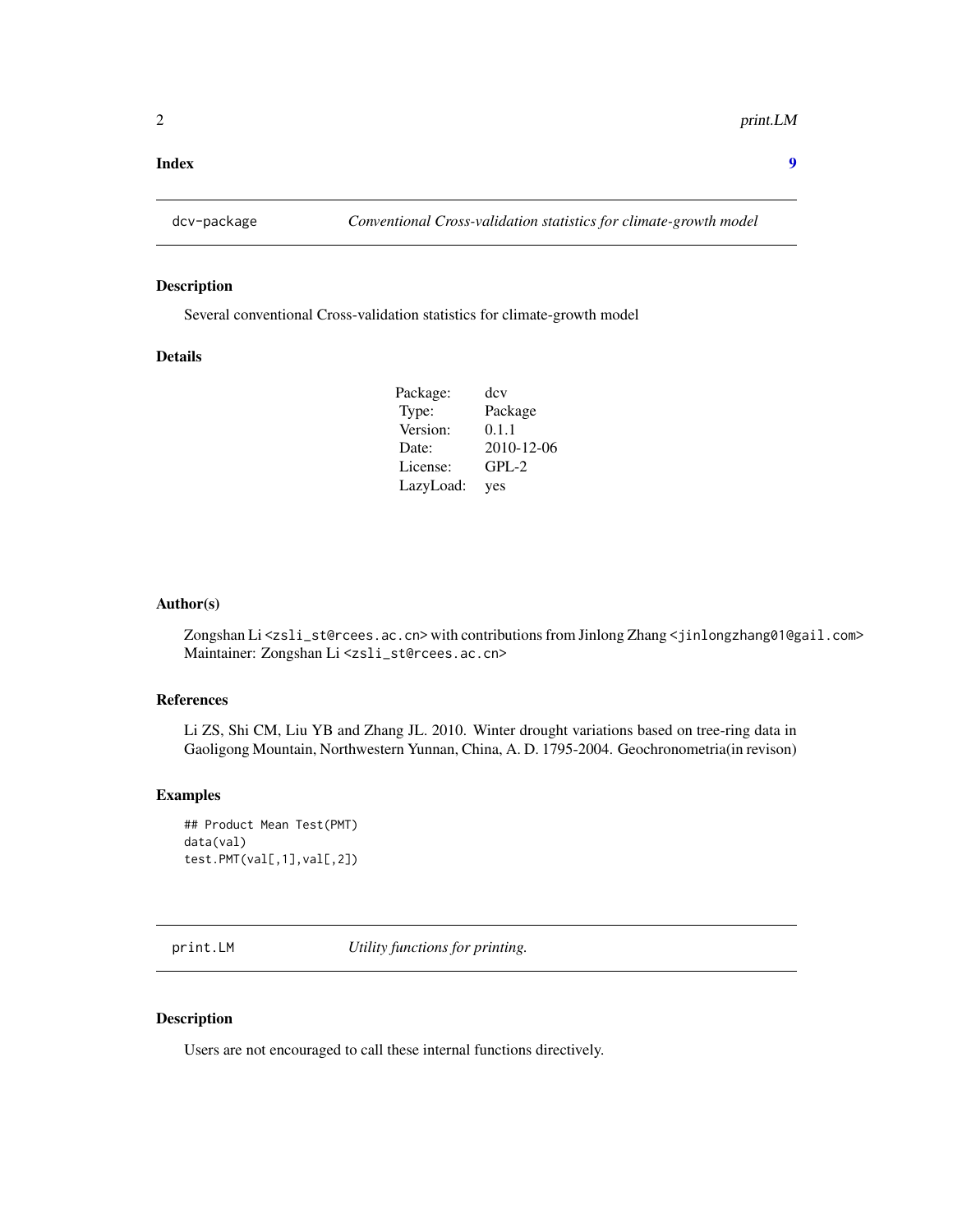**Index** 9

## dcv-package — *Conventional Cross-validation statistics for climate-growth model*

### Description

Several conventional Cross-validation statistics for climate-growth model

### Details

| | |
|---|---|
| Package: | dcv |
| Type: | Package |
| Version: | 0.1.1 |
| Date: | 2010-12-06 |
| License: | GPL-2 |
| LazyLoad: | yes |

### Author(s)

Zongshan Li <zsli_st@rcees.ac.cn> with contributions from Jinlong Zhang <jinlongzhang01@gail.com>
Maintainer: Zongshan Li <zsli_st@rcees.ac.cn>

### References

Li ZS, Shi CM, Liu YB and Zhang JL. 2010. Winter drought variations based on tree-ring data in Gaoligong Mountain, Northwestern Yunnan, China, A. D. 1795-2004. Geochronometria(in revison)

### Examples

```
## Product Mean Test(PMT)
data(val)
test.PMT(val[,1],val[,2])
```

## print.LM — *Utility functions for printing.*

### Description

Users are not encouraged to call these internal functions directively.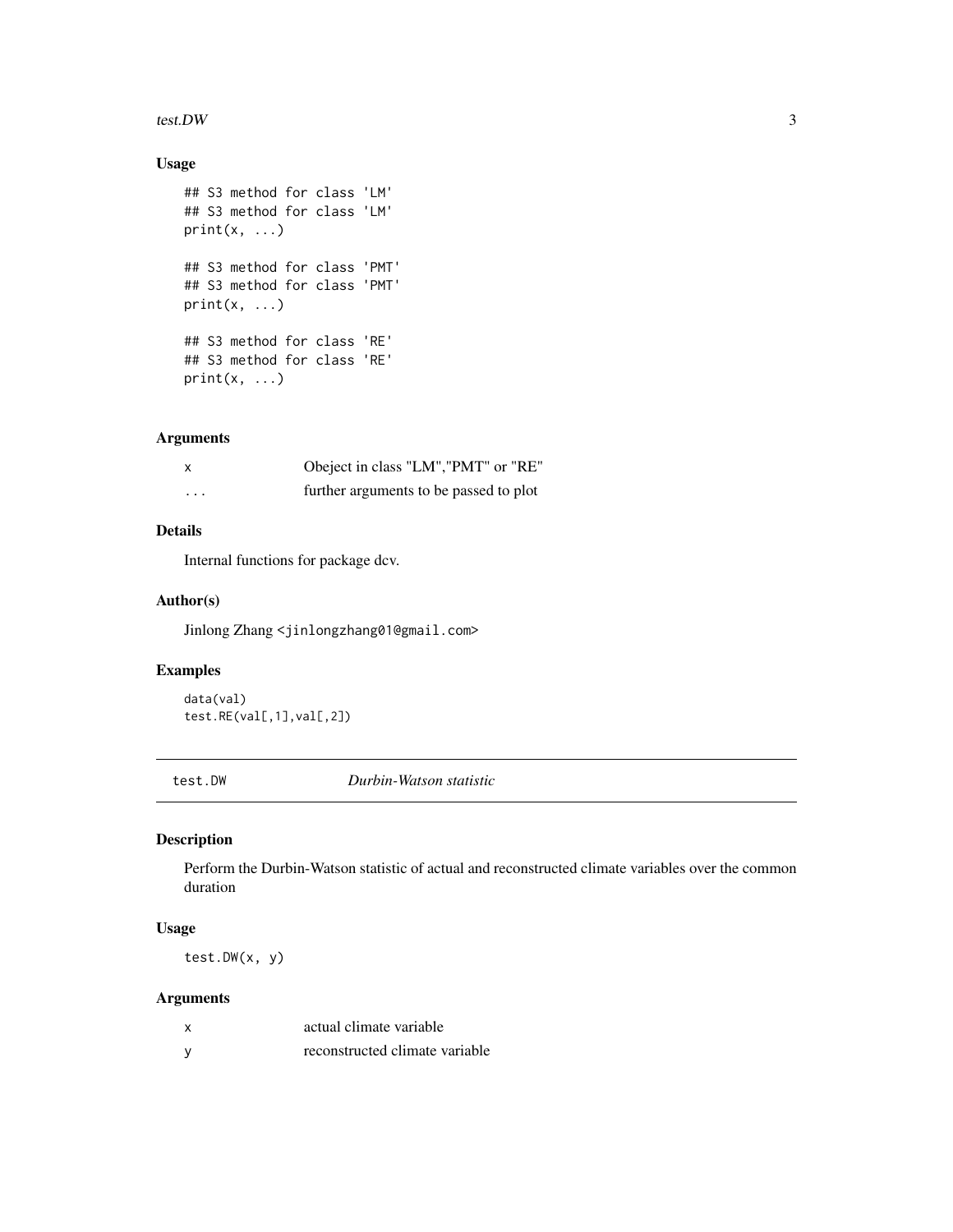## Usage

```
## S3 method for class 'LM'
## S3 method for class 'LM'
print(x, ...)

## S3 method for class 'PMT'
## S3 method for class 'PMT'
print(x, ...)

## S3 method for class 'RE'
## S3 method for class 'RE'
print(x, ...)
```

## Arguments

| | |
|---|---|
| x | Obeject in class "LM","PMT" or "RE" |
| ... | further arguments to be passed to plot |

## Details

Internal functions for package dcv.

## Author(s)

Jinlong Zhang <jinlongzhang01@gmail.com>

## Examples

```
data(val)
test.RE(val[,1],val[,2])
```

---

# test.DW *Durbin-Watson statistic*

## Description

Perform the Durbin-Watson statistic of actual and reconstructed climate variables over the common duration

## Usage

```
test.DW(x, y)
```

## Arguments

| | |
|---|---|
| x | actual climate variable |
| y | reconstructed climate variable |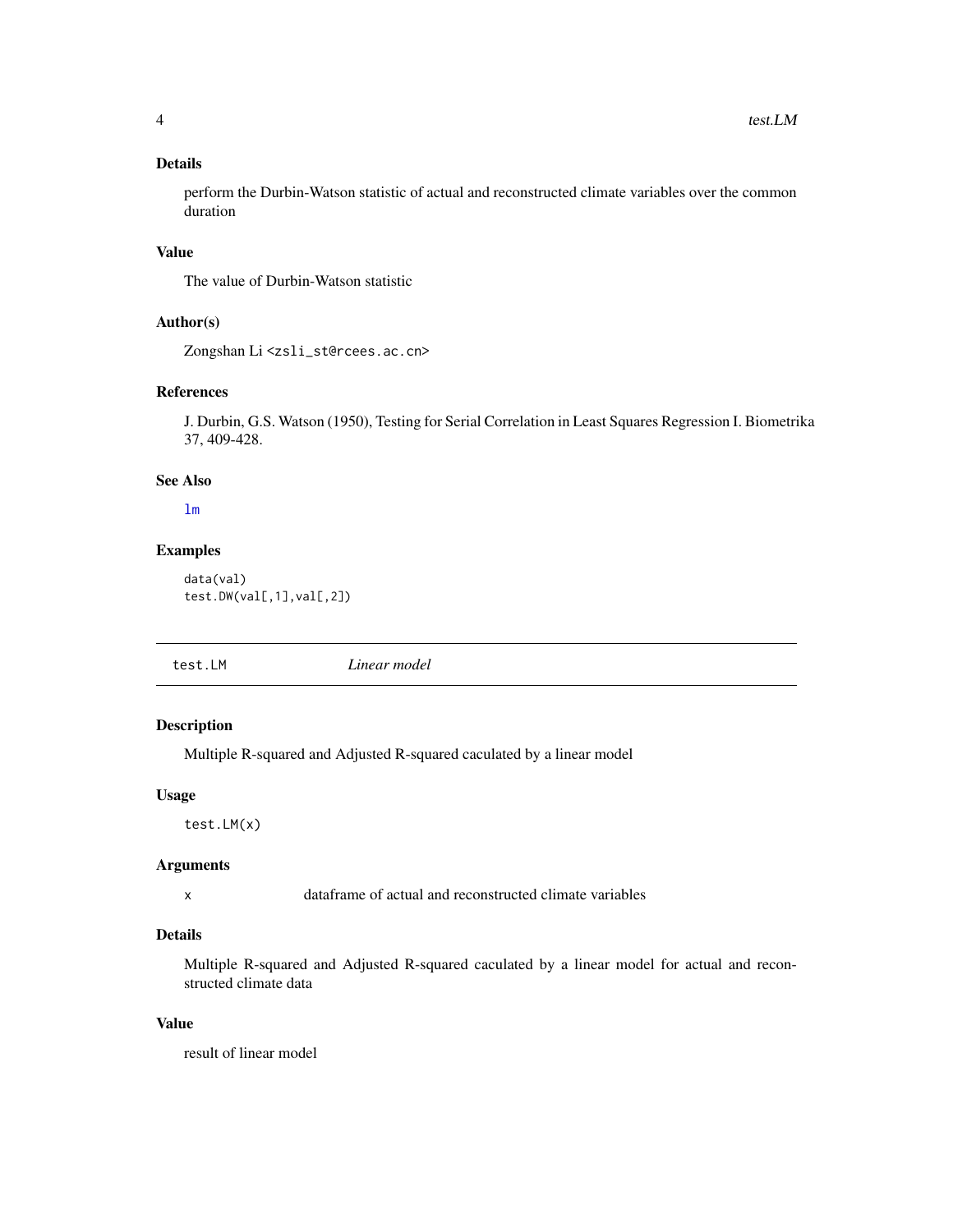### Details

perform the Durbin-Watson statistic of actual and reconstructed climate variables over the common duration

### Value

The value of Durbin-Watson statistic

### Author(s)

Zongshan Li <zsli_st@rcees.ac.cn>

### References

J. Durbin, G.S. Watson (1950), Testing for Serial Correlation in Least Squares Regression I. Biometrika 37, 409-428.

### See Also

`lm`

### Examples

```
data(val)
test.DW(val[,1],val[,2])
```

---

## test.LM *Linear model*

### Description

Multiple R-squared and Adjusted R-squared caculated by a linear model

### Usage

```
test.LM(x)
```

### Arguments

| | |
|---|---|
| x | dataframe of actual and reconstructed climate variables |

### Details

Multiple R-squared and Adjusted R-squared caculated by a linear model for actual and reconstructed climate data

### Value

result of linear model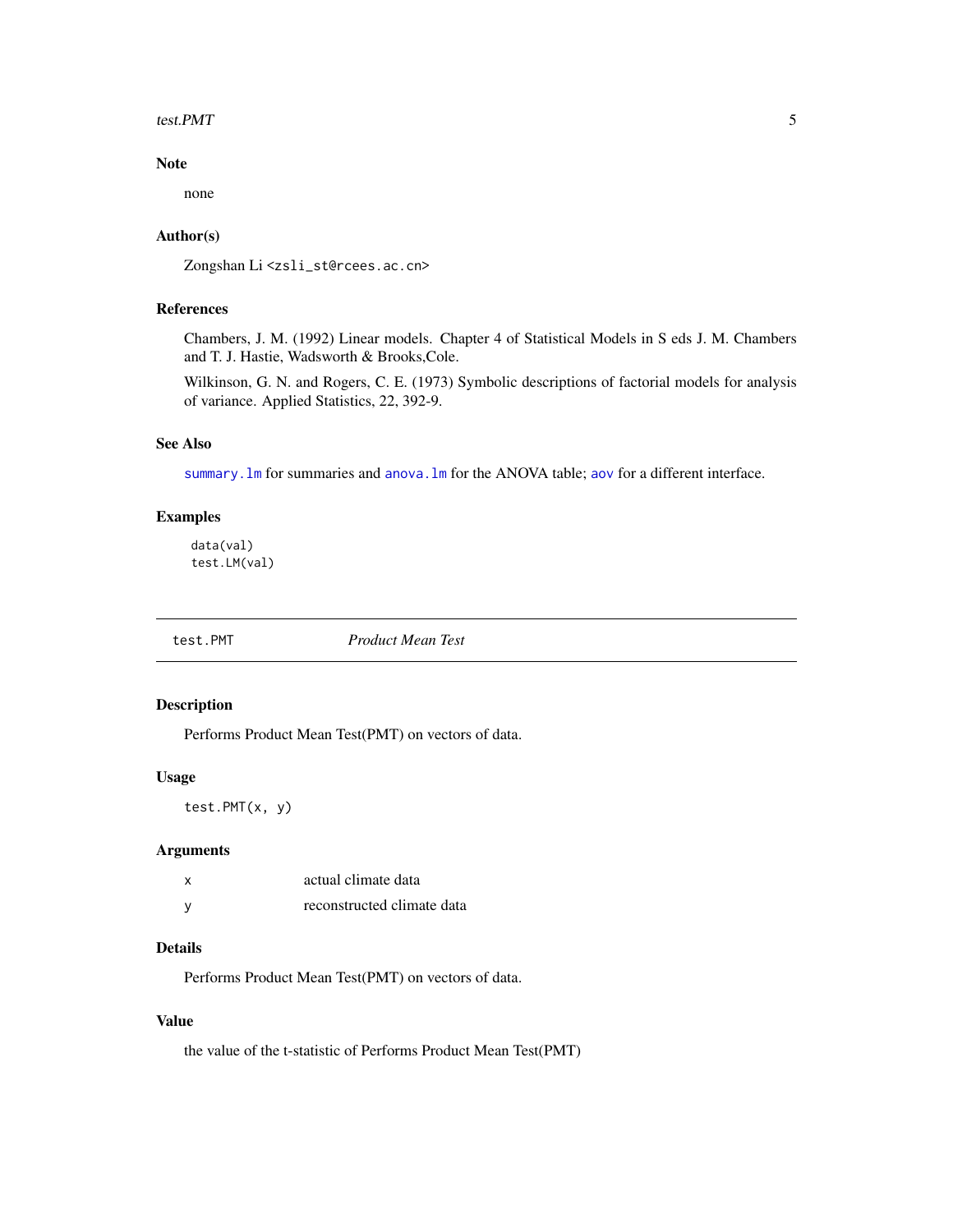### Note

none

### Author(s)

Zongshan Li <zsli_st@rcees.ac.cn>

### References

Chambers, J. M. (1992) Linear models. Chapter 4 of Statistical Models in S eds J. M. Chambers and T. J. Hastie, Wadsworth & Brooks,Cole.

Wilkinson, G. N. and Rogers, C. E. (1973) Symbolic descriptions of factorial models for analysis of variance. Applied Statistics, 22, 392-9.

### See Also

`summary.lm` for summaries and `anova.lm` for the ANOVA table; `aov` for a different interface.

### Examples

```
data(val)
test.LM(val)
```

---

## test.PMT — *Product Mean Test*

### Description

Performs Product Mean Test(PMT) on vectors of data.

### Usage

```
test.PMT(x, y)
```

### Arguments

| | |
|---|---|
| x | actual climate data |
| y | reconstructed climate data |

### Details

Performs Product Mean Test(PMT) on vectors of data.

### Value

the value of the t-statistic of Performs Product Mean Test(PMT)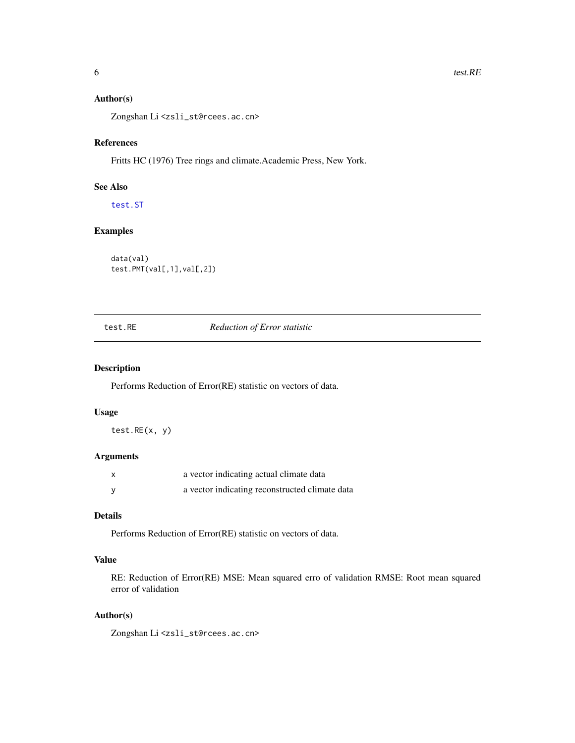## Author(s)

Zongshan Li <zsli_st@rcees.ac.cn>

## References

Fritts HC (1976) Tree rings and climate.Academic Press, New York.

## See Also

test.ST

## Examples

```
data(val)
test.PMT(val[,1],val[,2])
```

---

# test.RE *Reduction of Error statistic*

---

## Description

Performs Reduction of Error(RE) statistic on vectors of data.

## Usage

```
test.RE(x, y)
```

## Arguments

| | |
|---|---|
| x | a vector indicating actual climate data |
| y | a vector indicating reconstructed climate data |

## Details

Performs Reduction of Error(RE) statistic on vectors of data.

## Value

RE: Reduction of Error(RE) MSE: Mean squared erro of validation RMSE: Root mean squared error of validation

## Author(s)

Zongshan Li <zsli_st@rcees.ac.cn>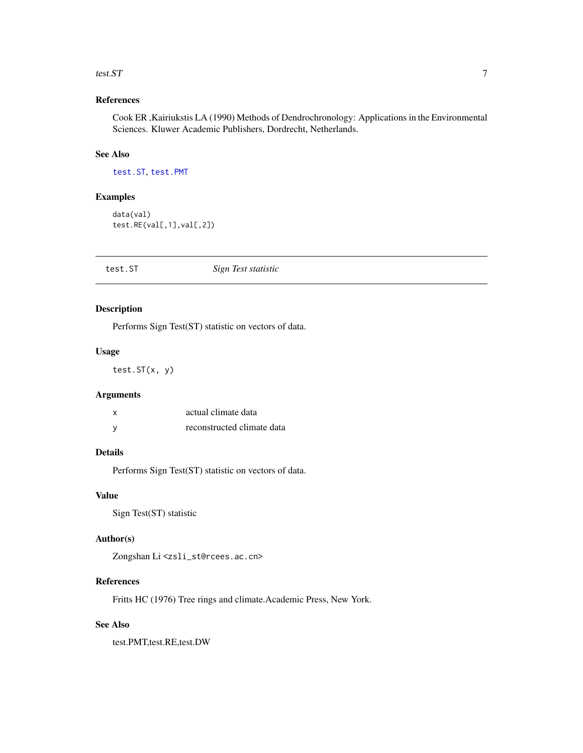### References

Cook ER ,Kairiukstis LA (1990) Methods of Dendrochronology: Applications in the Environmental Sciences. Kluwer Academic Publishers, Dordrecht, Netherlands.

### See Also

test.ST, test.PMT

### Examples

```
data(val)
test.RE(val[,1],val[,2])
```

---

## test.ST    *Sign Test statistic*

---

### Description

Performs Sign Test(ST) statistic on vectors of data.

### Usage

```
test.ST(x, y)
```

### Arguments

| | |
|---|---|
| x | actual climate data |
| y | reconstructed climate data |

### Details

Performs Sign Test(ST) statistic on vectors of data.

### Value

Sign Test(ST) statistic

### Author(s)

Zongshan Li <zsli_st@rcees.ac.cn>

### References

Fritts HC (1976) Tree rings and climate.Academic Press, New York.

### See Also

test.PMT,test.RE,test.DW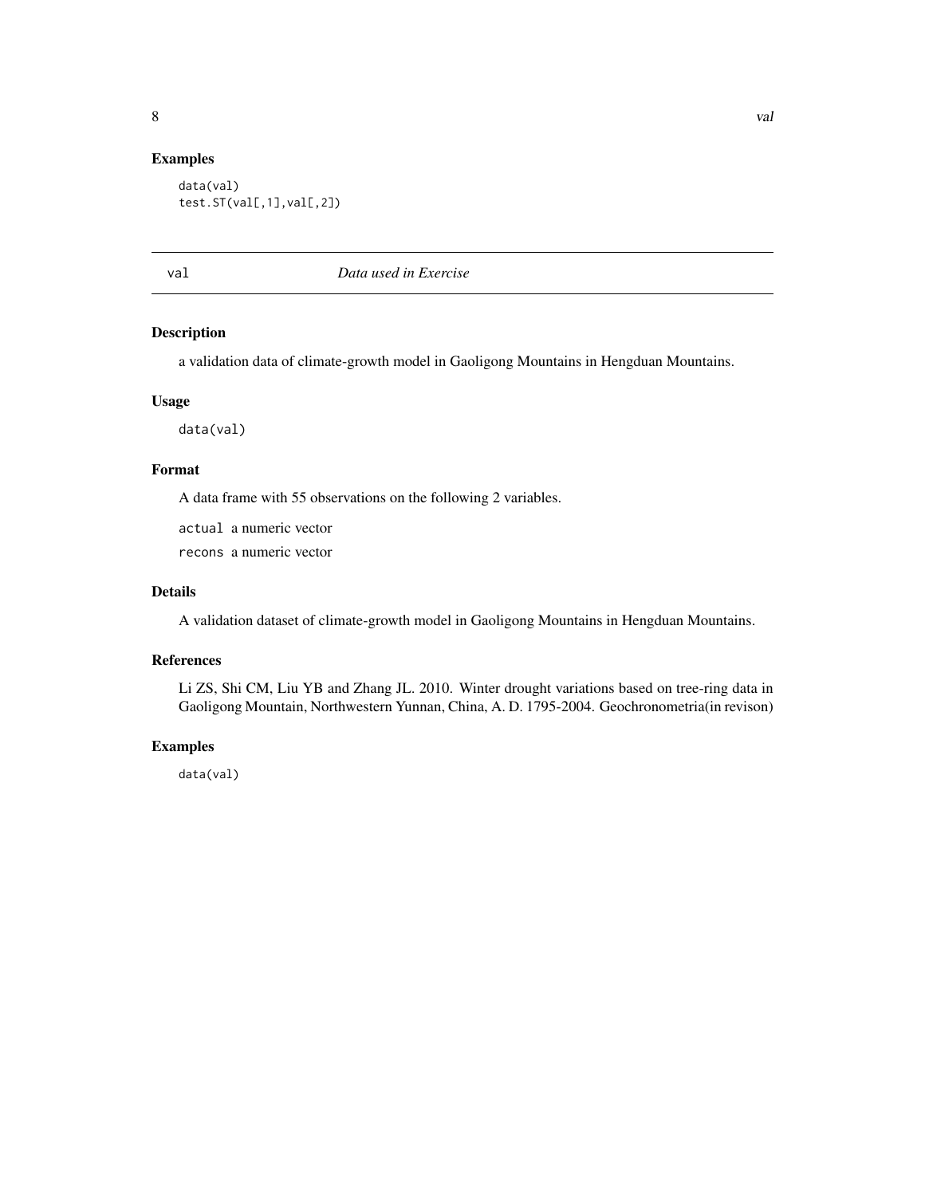## Examples

```
data(val)
test.ST(val[,1],val[,2])
```

---

## val — *Data used in Exercise*

---

### Description

a validation data of climate-growth model in Gaoligong Mountains in Hengduan Mountains.

### Usage

```
data(val)
```

### Format

A data frame with 55 observations on the following 2 variables.

- `actual` a numeric vector
- `recons` a numeric vector

### Details

A validation dataset of climate-growth model in Gaoligong Mountains in Hengduan Mountains.

### References

Li ZS, Shi CM, Liu YB and Zhang JL. 2010. Winter drought variations based on tree-ring data in Gaoligong Mountain, Northwestern Yunnan, China, A. D. 1795-2004. Geochronometria(in revison)

### Examples

```
data(val)
```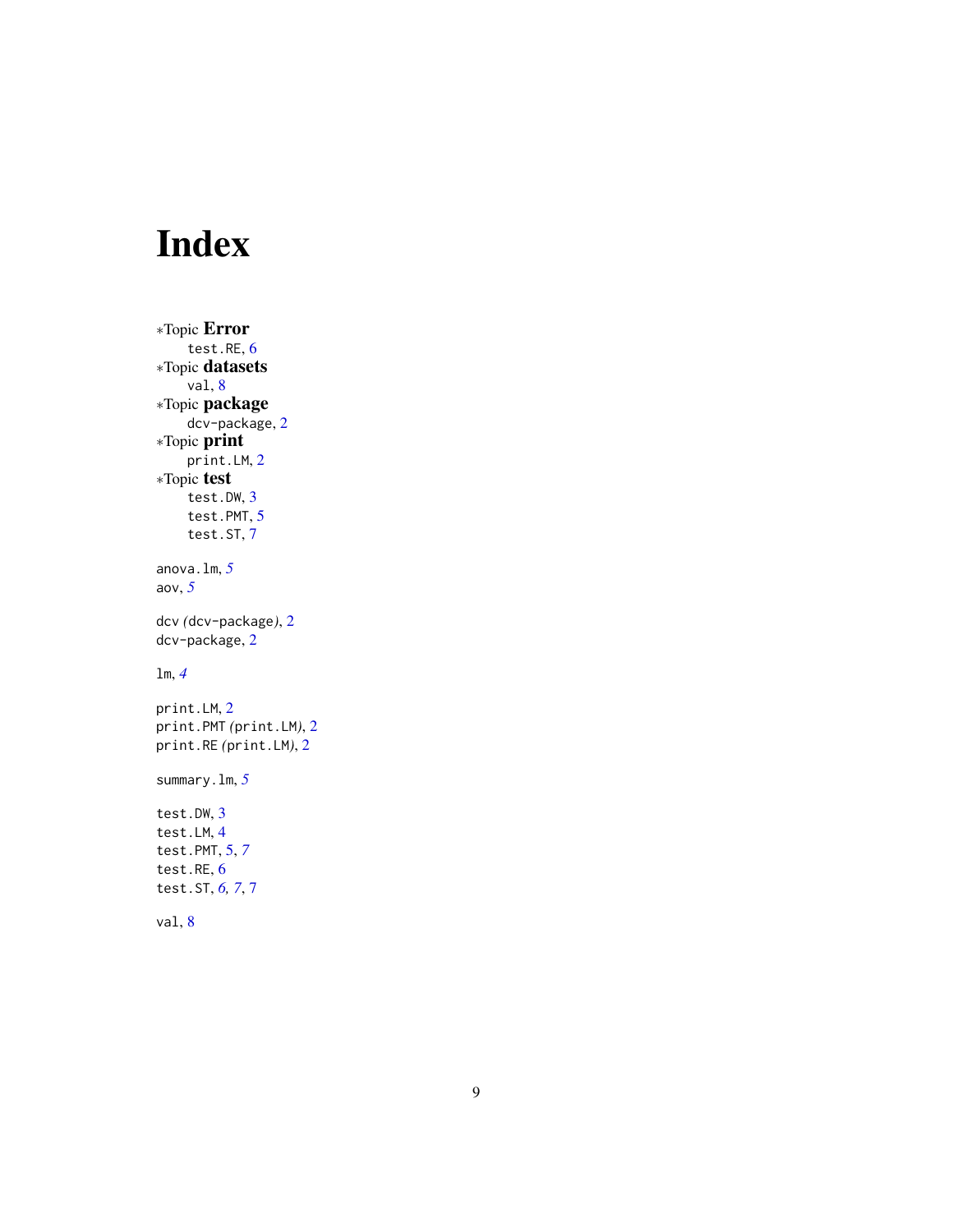# Index

*Topic **Error**
  test.RE, 6
*Topic **datasets**
  val, 8
*Topic **package**
  dcv-package, 2
*Topic **print**
  print.LM, 2
*Topic **test**
  test.DW, 3
  test.PMT, 5
  test.ST, 7

anova.lm, *5*
aov, *5*

dcv *(*dcv-package*)*, 2
dcv-package, 2

lm, *4*

print.LM, 2
print.PMT *(*print.LM*)*, 2
print.RE *(*print.LM*)*, 2

summary.lm, *5*

test.DW, 3
test.LM, 4
test.PMT, 5, *7*
test.RE, 6
test.ST, *6, 7*, 7

val, 8